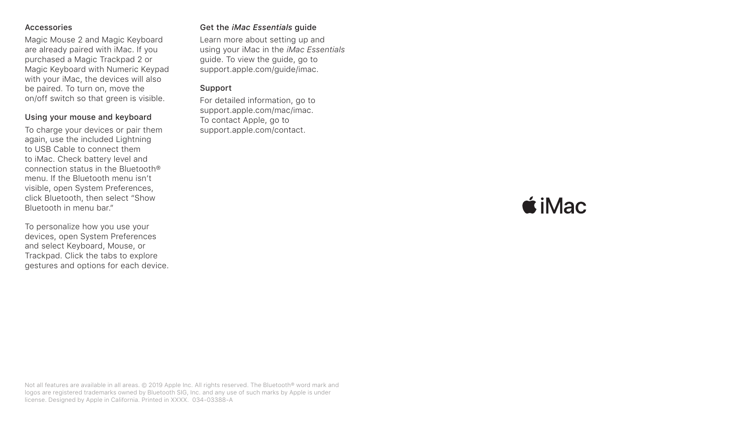## Accessories

Magic Mouse 2 and Magic Keyboard are already paired with iMac. If you purchased a Magic Trackpad 2 or Magic Keyboard with Numeric Keypad with your iMac, the devices will also be paired. To turn on, move the on/off switch so that green is visible.

## Using your mouse and keyboard

To charge your devices or pair them again, use the included Lightning to USB Cable to connect them to iMac. Check battery level and connection status in the Bluetooth® menu. If the Bluetooth menu isn't visible, open System Preferences, click Bluetooth, then select "Show Bluetooth in menu bar."

To personalize how you use your devices, open System Preferences and select Keyboard, Mouse, or Trackpad. Click the tabs to explore gestures and options for each device.

## Get the *iMac Essentials* guide

Learn more about setting up and using your iMac in the *iMac Essentials* guide. To view the guide, go to support.apple.com/guide/imac.

## Support

For detailed information, go to support.apple.com/mac/imac. To contact Apple, go to support.apple.com/contact.

 iMac

Not all features are available in all areas. © 2019 Apple Inc. All rights reserved. The Bluetooth® word mark and logos are registered trademarks owned by Bluetooth SIG, Inc. and any use of such marks by Apple is under license. Designed by Apple in California. Printed in XXXX. 034-03388-A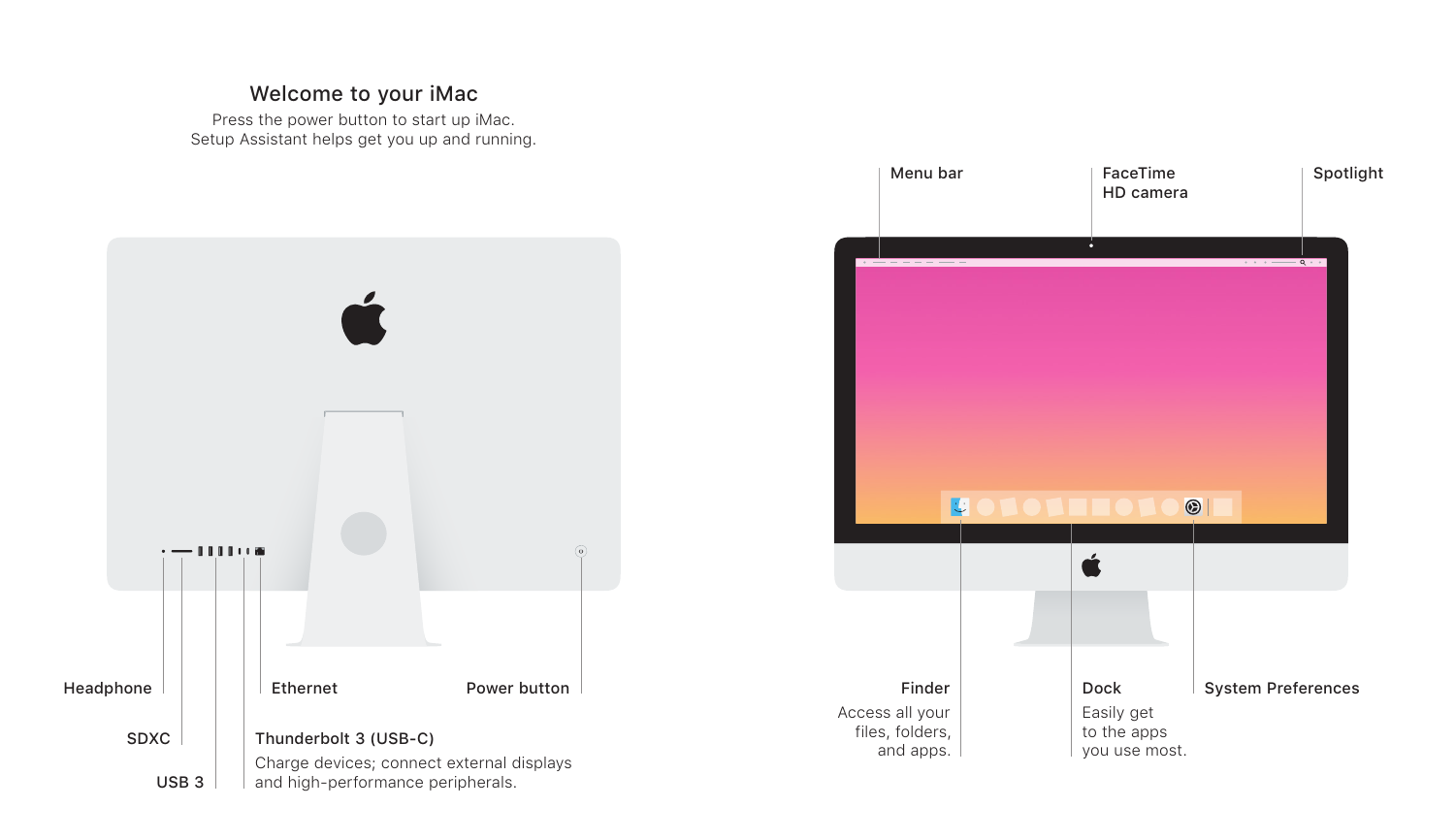# Welcome to your iMac

Press the power button to start up iMac.
Setup Assistant helps get you up and running.

Headphone

SDXC

USB 3

Ethernet

Thunderbolt 3 (USB-C)

Charge devices; connect external displays and high-performance peripherals.

Power button

Menu bar

FaceTime HD camera

Spotlight

Finder

Access all your files, folders, and apps.

Dock

Easily get to the apps you use most.

System Preferences